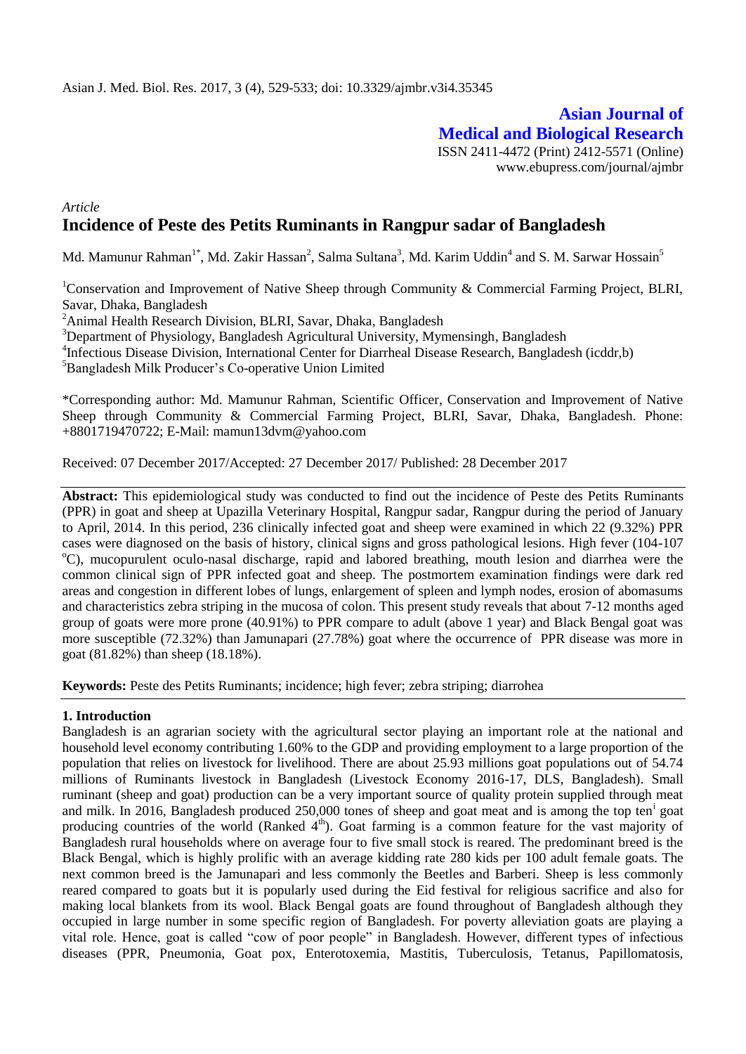# Asian Journal of Medical and Biological Research

ISSN 2411-4472 (Print) 2412-5571 (Online)
www.ebupress.com/journal/ajmbr

*Article*

## Incidence of Peste des Petits Ruminants in Rangpur sadar of Bangladesh

Md. Mamunur Rahman[1*], Md. Zakir Hassan[2], Salma Sultana[3], Md. Karim Uddin[4] and S. M. Sarwar Hossain[5]

[1]Conservation and Improvement of Native Sheep through Community & Commercial Farming Project, BLRI, Savar, Dhaka, Bangladesh

[2]Animal Health Research Division, BLRI, Savar, Dhaka, Bangladesh

[3]Department of Physiology, Bangladesh Agricultural University, Mymensingh, Bangladesh

[4]Infectious Disease Division, International Center for Diarrheal Disease Research, Bangladesh (icddr,b)

[5]Bangladesh Milk Producer's Co-operative Union Limited

*Corresponding author: Md. Mamunur Rahman, Scientific Officer, Conservation and Improvement of Native Sheep through Community & Commercial Farming Project, BLRI, Savar, Dhaka, Bangladesh. Phone: +8801719470722; E-Mail: mamun13dvm@yahoo.com

Received: 07 December 2017/Accepted: 27 December 2017/ Published: 28 December 2017

**Abstract:** This epidemiological study was conducted to find out the incidence of Peste des Petits Ruminants (PPR) in goat and sheep at Upazilla Veterinary Hospital, Rangpur sadar, Rangpur during the period of January to April, 2014. In this period, 236 clinically infected goat and sheep were examined in which 22 (9.32%) PPR cases were diagnosed on the basis of history, clinical signs and gross pathological lesions. High fever (104-107 $^{o}$C), mucopurulent oculo-nasal discharge, rapid and labored breathing, mouth lesion and diarrhea were the common clinical sign of PPR infected goat and sheep. The postmortem examination findings were dark red areas and congestion in different lobes of lungs, enlargement of spleen and lymph nodes, erosion of abomasums and characteristics zebra striping in the mucosa of colon. This present study reveals that about 7-12 months aged group of goats were more prone (40.91%) to PPR compare to adult (above 1 year) and Black Bengal goat was more susceptible (72.32%) than Jamunapari (27.78%) goat where the occurrence of PPR disease was more in goat (81.82%) than sheep (18.18%).

**Keywords:** Peste des Petits Ruminants; incidence; high fever; zebra striping; diarrohea

### 1. Introduction

Bangladesh is an agrarian society with the agricultural sector playing an important role at the national and household level economy contributing 1.60% to the GDP and providing employment to a large proportion of the population that relies on livestock for livelihood. There are about 25.93 millions goat populations out of 54.74 millions of Ruminants livestock in Bangladesh (Livestock Economy 2016-17, DLS, Bangladesh). Small ruminant (sheep and goat) production can be a very important source of quality protein supplied through meat and milk. In 2016, Bangladesh produced 250,000 tones of sheep and goat meat and is among the top ten[i] goat producing countries of the world (Ranked 4$^{th}$). Goat farming is a common feature for the vast majority of Bangladesh rural households where on average four to five small stock is reared. The predominant breed is the Black Bengal, which is highly prolific with an average kidding rate 280 kids per 100 adult female goats. The next common breed is the Jamunapari and less commonly the Beetles and Barberi. Sheep is less commonly reared compared to goats but it is popularly used during the Eid festival for religious sacrifice and also for making local blankets from its wool. Black Bengal goats are found throughout of Bangladesh although they occupied in large number in some specific region of Bangladesh. For poverty alleviation goats are playing a vital role. Hence, goat is called "cow of poor people" in Bangladesh. However, different types of infectious diseases (PPR, Pneumonia, Goat pox, Enterotoxemia, Mastitis, Tuberculosis, Tetanus, Papillomatosis,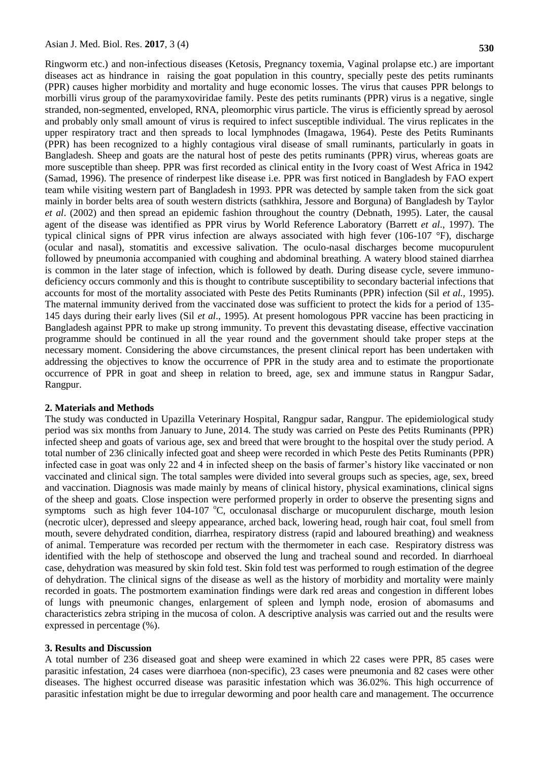Ringworm etc.) and non-infectious diseases (Ketosis, Pregnancy toxemia, Vaginal prolapse etc.) are important diseases act as hindrance in raising the goat population in this country, specially peste des petits ruminants (PPR) causes higher morbidity and mortality and huge economic losses. The virus that causes PPR belongs to morbilli virus group of the paramyxoviridae family. Peste des petits ruminants (PPR) virus is a negative, single stranded, non-segmented, enveloped, RNA, pleomorphic virus particle. The virus is efficiently spread by aerosol and probably only small amount of virus is required to infect susceptible individual. The virus replicates in the upper respiratory tract and then spreads to local lymphnodes (Imagawa, 1964). Peste des Petits Ruminants (PPR) has been recognized to a highly contagious viral disease of small ruminants, particularly in goats in Bangladesh. Sheep and goats are the natural host of peste des petits ruminants (PPR) virus, whereas goats are more susceptible than sheep. PPR was first recorded as clinical entity in the Ivory coast of West Africa in 1942 (Samad, 1996). The presence of rinderpest like disease i.e. PPR was first noticed in Bangladesh by FAO expert team while visiting western part of Bangladesh in 1993. PPR was detected by sample taken from the sick goat mainly in border belts area of south western districts (sathkhira, Jessore and Borguna) of Bangladesh by Taylor *et al*. (2002) and then spread an epidemic fashion throughout the country (Debnath, 1995). Later, the causal agent of the disease was identified as PPR virus by World Reference Laboratory (Barrett *et al*., 1997). The typical clinical signs of PPR virus infection are always associated with high fever (106-107 °F), discharge (ocular and nasal), stomatitis and excessive salivation. The oculo-nasal discharges become mucopurulent followed by pneumonia accompanied with coughing and abdominal breathing. A watery blood stained diarrhea is common in the later stage of infection, which is followed by death. During disease cycle, severe immuno-deficiency occurs commonly and this is thought to contribute susceptibility to secondary bacterial infections that accounts for most of the mortality associated with Peste des Petits Ruminants (PPR) infection (Sil *et al.*, 1995). The maternal immunity derived from the vaccinated dose was sufficient to protect the kids for a period of 135-145 days during their early lives (Sil *et al*., 1995). At present homologous PPR vaccine has been practicing in Bangladesh against PPR to make up strong immunity. To prevent this devastating disease, effective vaccination programme should be continued in all the year round and the government should take proper steps at the necessary moment. Considering the above circumstances, the present clinical report has been undertaken with addressing the objectives to know the occurrence of PPR in the study area and to estimate the proportionate occurrence of PPR in goat and sheep in relation to breed, age, sex and immune status in Rangpur Sadar, Rangpur.

## 2. Materials and Methods

The study was conducted in Upazilla Veterinary Hospital, Rangpur sadar, Rangpur. The epidemiological study period was six months from January to June, 2014. The study was carried on Peste des Petits Ruminants (PPR) infected sheep and goats of various age, sex and breed that were brought to the hospital over the study period. A total number of 236 clinically infected goat and sheep were recorded in which Peste des Petits Ruminants (PPR) infected case in goat was only 22 and 4 in infected sheep on the basis of farmer's history like vaccinated or non vaccinated and clinical sign. The total samples were divided into several groups such as species, age, sex, breed and vaccination. Diagnosis was made mainly by means of clinical history, physical examinations, clinical signs of the sheep and goats. Close inspection were performed properly in order to observe the presenting signs and symptoms such as high fever 104-107 °C, occulonasal discharge or mucopurulent discharge, mouth lesion (necrotic ulcer), depressed and sleepy appearance, arched back, lowering head, rough hair coat, foul smell from mouth, severe dehydrated condition, diarrhea, respiratory distress (rapid and laboured breathing) and weakness of animal. Temperature was recorded per rectum with the thermometer in each case. Respiratory distress was identified with the help of stethoscope and observed the lung and tracheal sound and recorded. In diarrhoeal case, dehydration was measured by skin fold test. Skin fold test was performed to rough estimation of the degree of dehydration. The clinical signs of the disease as well as the history of morbidity and mortality were mainly recorded in goats. The postmortem examination findings were dark red areas and congestion in different lobes of lungs with pneumonic changes, enlargement of spleen and lymph node, erosion of abomasums and characteristics zebra striping in the mucosa of colon. A descriptive analysis was carried out and the results were expressed in percentage (%).

## 3. Results and Discussion

A total number of 236 diseased goat and sheep were examined in which 22 cases were PPR, 85 cases were parasitic infestation, 24 cases were diarrhoea (non-specific), 23 cases were pneumonia and 82 cases were other diseases. The highest occurred disease was parasitic infestation which was 36.02%. This high occurrence of parasitic infestation might be due to irregular deworming and poor health care and management. The occurrence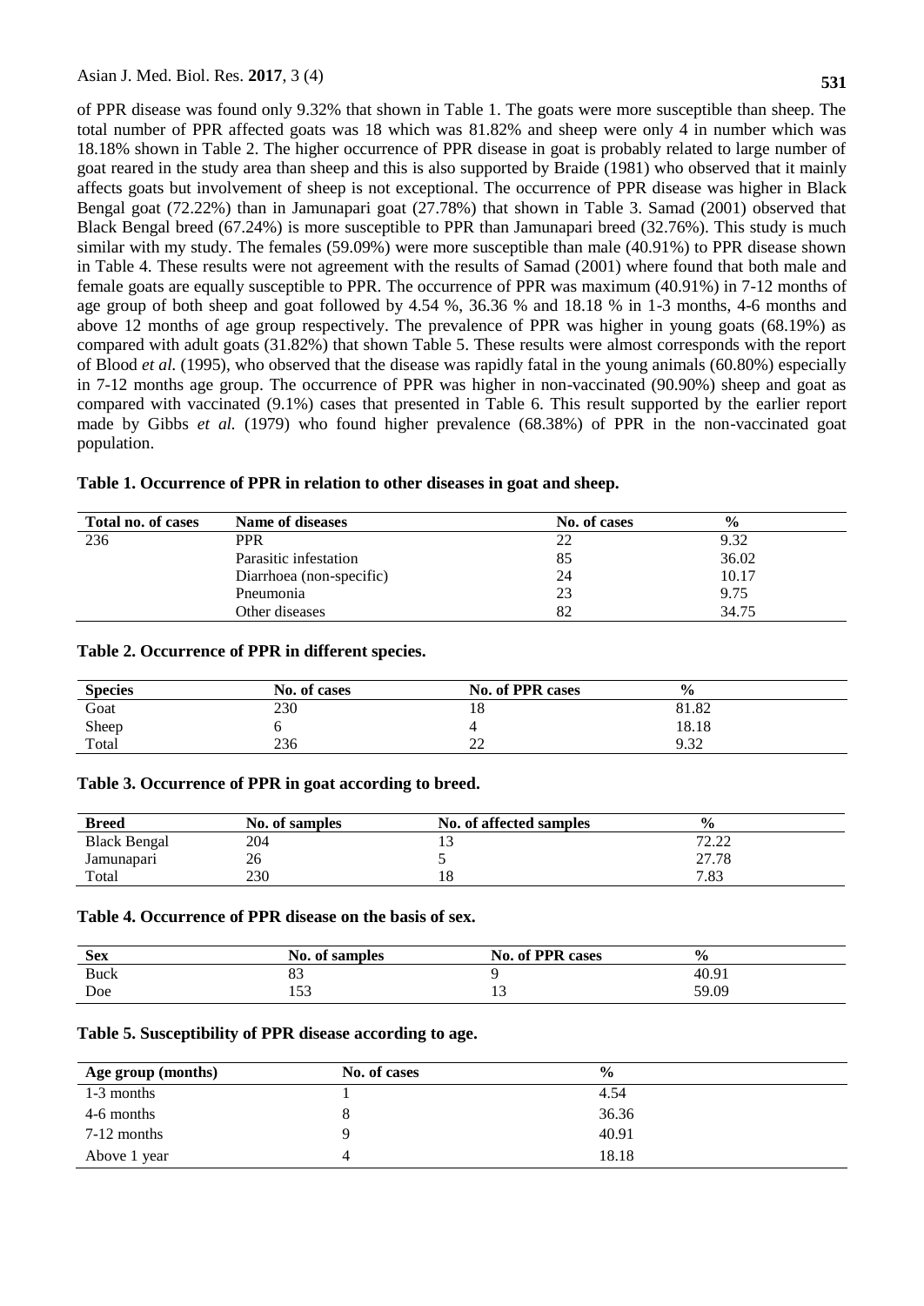of PPR disease was found only 9.32% that shown in Table 1. The goats were more susceptible than sheep. The total number of PPR affected goats was 18 which was 81.82% and sheep were only 4 in number which was 18.18% shown in Table 2. The higher occurrence of PPR disease in goat is probably related to large number of goat reared in the study area than sheep and this is also supported by Braide (1981) who observed that it mainly affects goats but involvement of sheep is not exceptional. The occurrence of PPR disease was higher in Black Bengal goat (72.22%) than in Jamunapari goat (27.78%) that shown in Table 3. Samad (2001) observed that Black Bengal breed (67.24%) is more susceptible to PPR than Jamunapari breed (32.76%). This study is much similar with my study. The females (59.09%) were more susceptible than male (40.91%) to PPR disease shown in Table 4. These results were not agreement with the results of Samad (2001) where found that both male and female goats are equally susceptible to PPR. The occurrence of PPR was maximum (40.91%) in 7-12 months of age group of both sheep and goat followed by 4.54 %, 36.36 % and 18.18 % in 1-3 months, 4-6 months and above 12 months of age group respectively. The prevalence of PPR was higher in young goats (68.19%) as compared with adult goats (31.82%) that shown Table 5. These results were almost corresponds with the report of Blood *et al.* (1995), who observed that the disease was rapidly fatal in the young animals (60.80%) especially in 7-12 months age group. The occurrence of PPR was higher in non-vaccinated (90.90%) sheep and goat as compared with vaccinated (9.1%) cases that presented in Table 6. This result supported by the earlier report made by Gibbs *et al.* (1979) who found higher prevalence (68.38%) of PPR in the non-vaccinated goat population.

**Table 1. Occurrence of PPR in relation to other diseases in goat and sheep.**

| Total no. of cases | Name of diseases | No. of cases | % |
|---|---|---|---|
| 236 | PPR | 22 | 9.32 |
| | Parasitic infestation | 85 | 36.02 |
| | Diarrhoea (non-specific) | 24 | 10.17 |
| | Pneumonia | 23 | 9.75 |
| | Other diseases | 82 | 34.75 |

**Table 2. Occurrence of PPR in different species.**

| Species | No. of cases | No. of PPR cases | % |
|---|---|---|---|
| Goat | 230 | 18 | 81.82 |
| Sheep | 6 | 4 | 18.18 |
| Total | 236 | 22 | 9.32 |

**Table 3. Occurrence of PPR in goat according to breed.**

| Breed | No. of samples | No. of affected samples | % |
|---|---|---|---|
| Black Bengal | 204 | 13 | 72.22 |
| Jamunapari | 26 | 5 | 27.78 |
| Total | 230 | 18 | 7.83 |

**Table 4. Occurrence of PPR disease on the basis of sex.**

| Sex | No. of samples | No. of PPR cases | % |
|---|---|---|---|
| Buck | 83 | 9 | 40.91 |
| Doe | 153 | 13 | 59.09 |

**Table 5. Susceptibility of PPR disease according to age.**

| Age group (months) | No. of cases | % |
|---|---|---|
| 1-3 months | 1 | 4.54 |
| 4-6 months | 8 | 36.36 |
| 7-12 months | 9 | 40.91 |
| Above 1 year | 4 | 18.18 |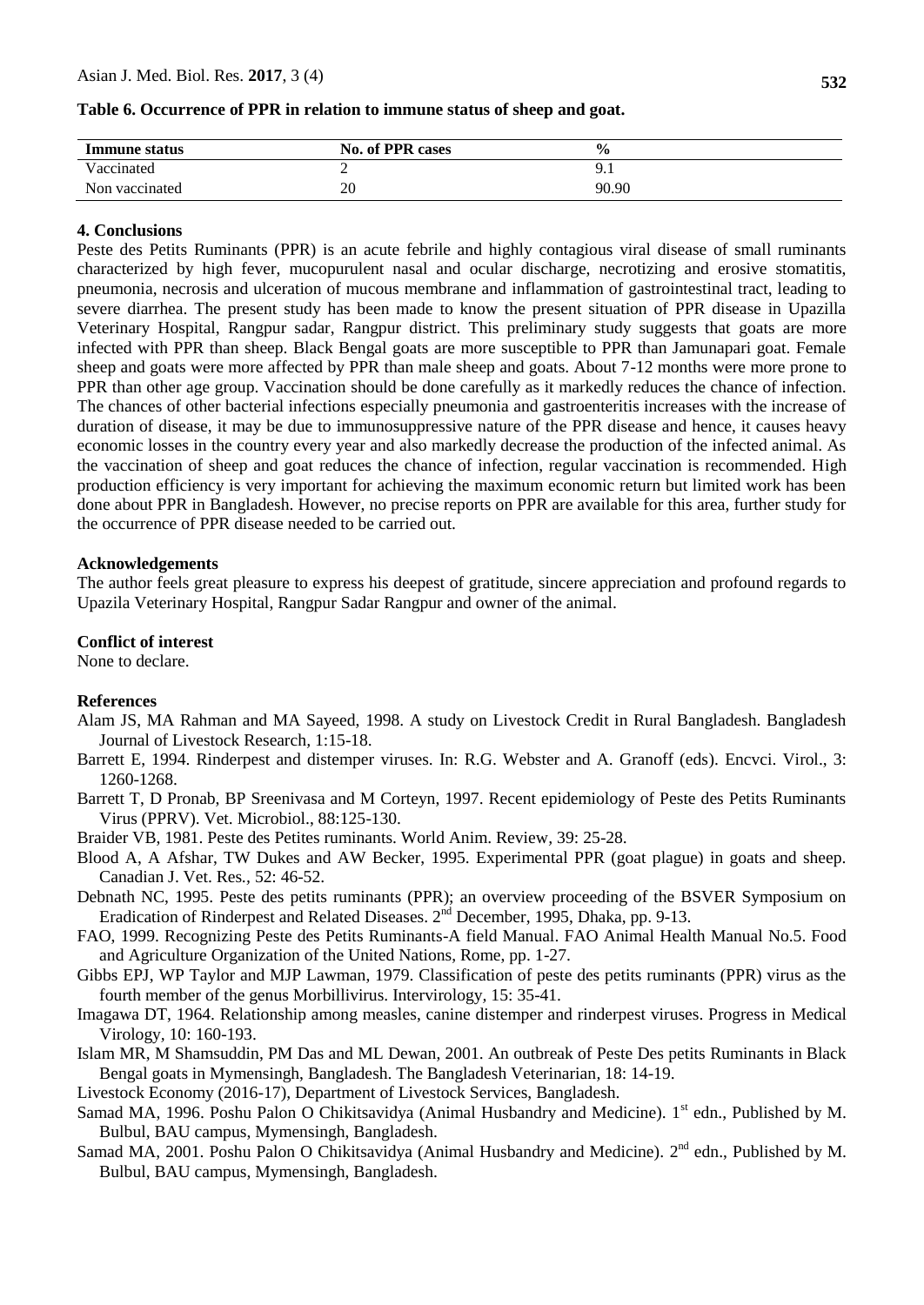**Table 6. Occurrence of PPR in relation to immune status of sheep and goat.**

| Immune status | No. of PPR cases | % |
|---|---|---|
| Vaccinated | 2 | 9.1 |
| Non vaccinated | 20 | 90.90 |

## 4. Conclusions

Peste des Petits Ruminants (PPR) is an acute febrile and highly contagious viral disease of small ruminants characterized by high fever, mucopurulent nasal and ocular discharge, necrotizing and erosive stomatitis, pneumonia, necrosis and ulceration of mucous membrane and inflammation of gastrointestinal tract, leading to severe diarrhea. The present study has been made to know the present situation of PPR disease in Upazilla Veterinary Hospital, Rangpur sadar, Rangpur district. This preliminary study suggests that goats are more infected with PPR than sheep. Black Bengal goats are more susceptible to PPR than Jamunapari goat. Female sheep and goats were more affected by PPR than male sheep and goats. About 7-12 months were more prone to PPR than other age group. Vaccination should be done carefully as it markedly reduces the chance of infection. The chances of other bacterial infections especially pneumonia and gastroenteritis increases with the increase of duration of disease, it may be due to immunosuppressive nature of the PPR disease and hence, it causes heavy economic losses in the country every year and also markedly decrease the production of the infected animal. As the vaccination of sheep and goat reduces the chance of infection, regular vaccination is recommended. High production efficiency is very important for achieving the maximum economic return but limited work has been done about PPR in Bangladesh. However, no precise reports on PPR are available for this area, further study for the occurrence of PPR disease needed to be carried out.

## Acknowledgements

The author feels great pleasure to express his deepest of gratitude, sincere appreciation and profound regards to Upazila Veterinary Hospital, Rangpur Sadar Rangpur and owner of the animal.

## Conflict of interest

None to declare.

## References

Alam JS, MA Rahman and MA Sayeed, 1998. A study on Livestock Credit in Rural Bangladesh. Bangladesh Journal of Livestock Research, 1:15-18.

Barrett E, 1994. Rinderpest and distemper viruses. In: R.G. Webster and A. Granoff (eds). Encvci. Virol., 3: 1260-1268.

Barrett T, D Pronab, BP Sreenivasa and M Corteyn, 1997. Recent epidemiology of Peste des Petits Ruminants Virus (PPRV). Vet. Microbiol., 88:125-130.

Braider VB, 1981. Peste des Petites ruminants. World Anim. Review, 39: 25-28.

Blood A, A Afshar, TW Dukes and AW Becker, 1995. Experimental PPR (goat plague) in goats and sheep. Canadian J. Vet. Res., 52: 46-52.

Debnath NC, 1995. Peste des petits ruminants (PPR); an overview proceeding of the BSVER Symposium on Eradication of Rinderpest and Related Diseases. 2nd December, 1995, Dhaka, pp. 9-13.

FAO, 1999. Recognizing Peste des Petits Ruminants-A field Manual. FAO Animal Health Manual No.5. Food and Agriculture Organization of the United Nations, Rome, pp. 1-27.

Gibbs EPJ, WP Taylor and MJP Lawman, 1979. Classification of peste des petits ruminants (PPR) virus as the fourth member of the genus Morbillivirus. Intervirology, 15: 35-41.

Imagawa DT, 1964. Relationship among measles, canine distemper and rinderpest viruses. Progress in Medical Virology, 10: 160-193.

Islam MR, M Shamsuddin, PM Das and ML Dewan, 2001. An outbreak of Peste Des petits Ruminants in Black Bengal goats in Mymensingh, Bangladesh. The Bangladesh Veterinarian, 18: 14-19.

Livestock Economy (2016-17), Department of Livestock Services, Bangladesh.

Samad MA, 1996. Poshu Palon O Chikitsavidya (Animal Husbandry and Medicine). 1st edn., Published by M. Bulbul, BAU campus, Mymensingh, Bangladesh.

Samad MA, 2001. Poshu Palon O Chikitsavidya (Animal Husbandry and Medicine). 2nd edn., Published by M. Bulbul, BAU campus, Mymensingh, Bangladesh.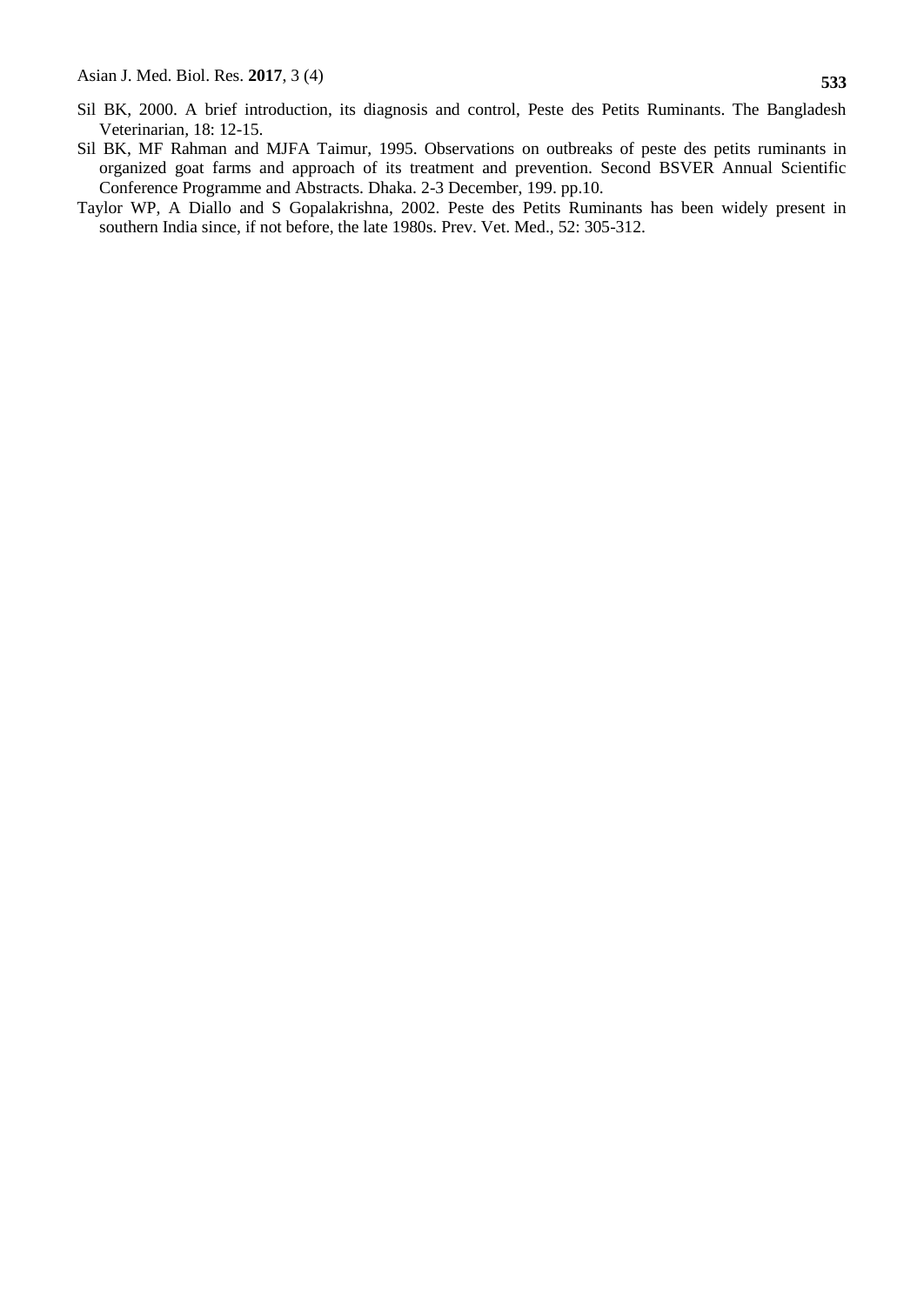Sil BK, 2000. A brief introduction, its diagnosis and control, Peste des Petits Ruminants. The Bangladesh Veterinarian, 18: 12-15.

Sil BK, MF Rahman and MJFA Taimur, 1995. Observations on outbreaks of peste des petits ruminants in organized goat farms and approach of its treatment and prevention. Second BSVER Annual Scientific Conference Programme and Abstracts. Dhaka. 2-3 December, 199. pp.10.

Taylor WP, A Diallo and S Gopalakrishna, 2002. Peste des Petits Ruminants has been widely present in southern India since, if not before, the late 1980s. Prev. Vet. Med., 52: 305-312.